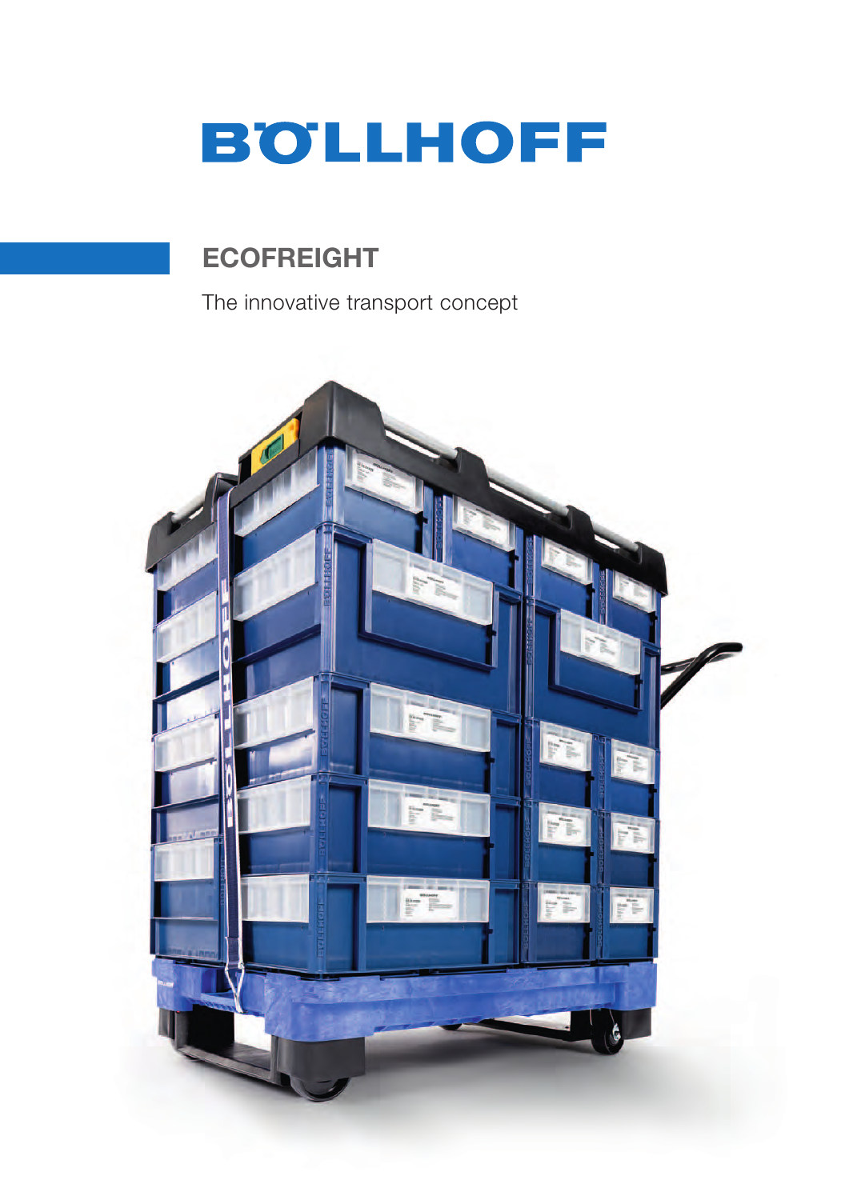BÖLLHOFF

# ECOFREIGHT

The innovative transport concept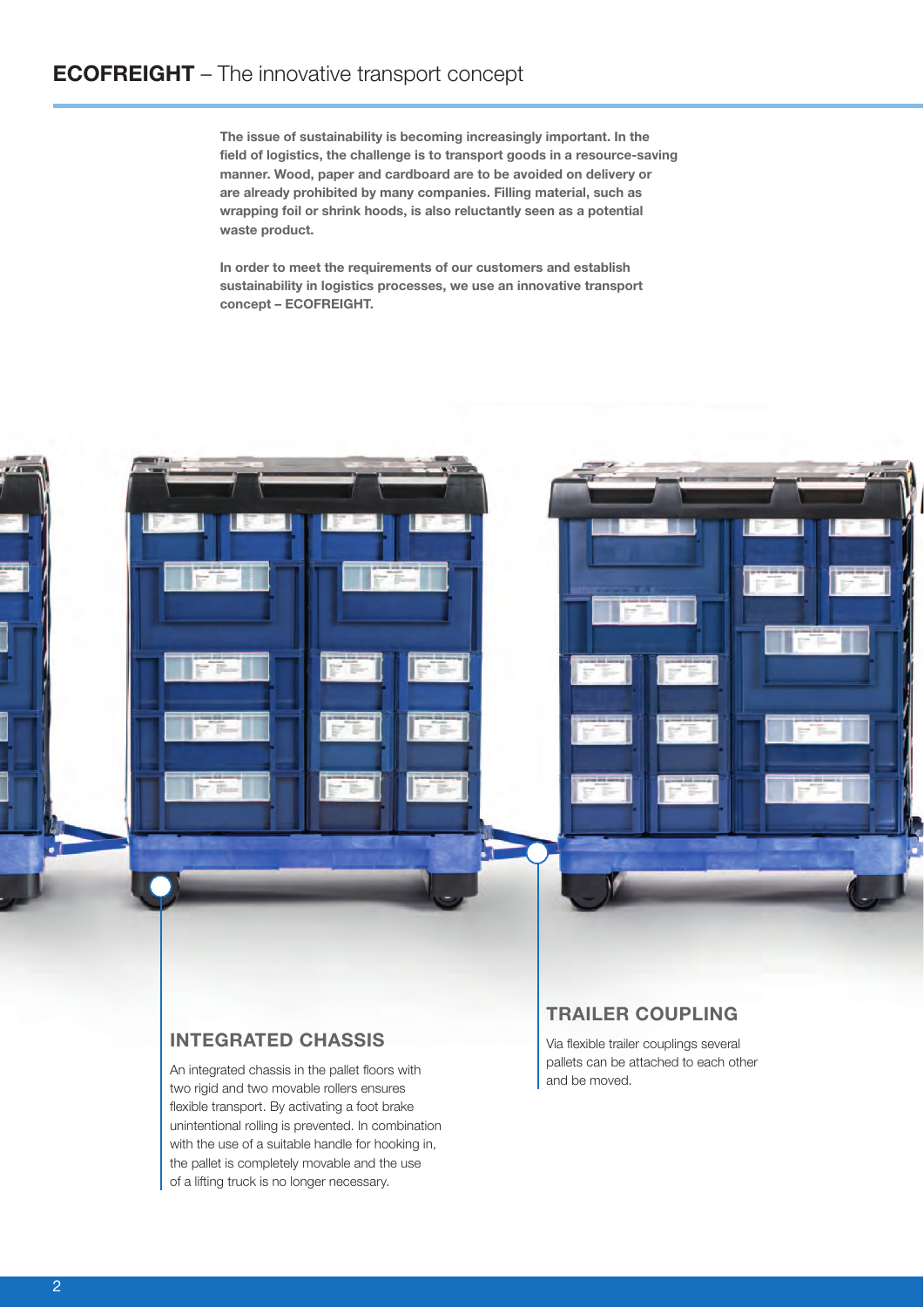# **ECOFREIGHT** – The innovative transport concept

**The issue of sustainability is becoming increasingly important. In the field of logistics, the challenge is to transport goods in a resource-saving manner. Wood, paper and cardboard are to be avoided on delivery or are already prohibited by many companies. Filling material, such as wrapping foil or shrink hoods, is also reluctantly seen as a potential waste product.**

**In order to meet the requirements of our customers and establish sustainability in logistics processes, we use an innovative transport concept – ECOFREIGHT.**

## INTEGRATED CHASSIS

An integrated chassis in the pallet floors with two rigid and two movable rollers ensures flexible transport. By activating a foot brake unintentional rolling is prevented. In combination with the use of a suitable handle for hooking in, the pallet is completely movable and the use of a lifting truck is no longer necessary.

## TRAILER COUPLING

Via flexible trailer couplings several pallets can be attached to each other and be moved.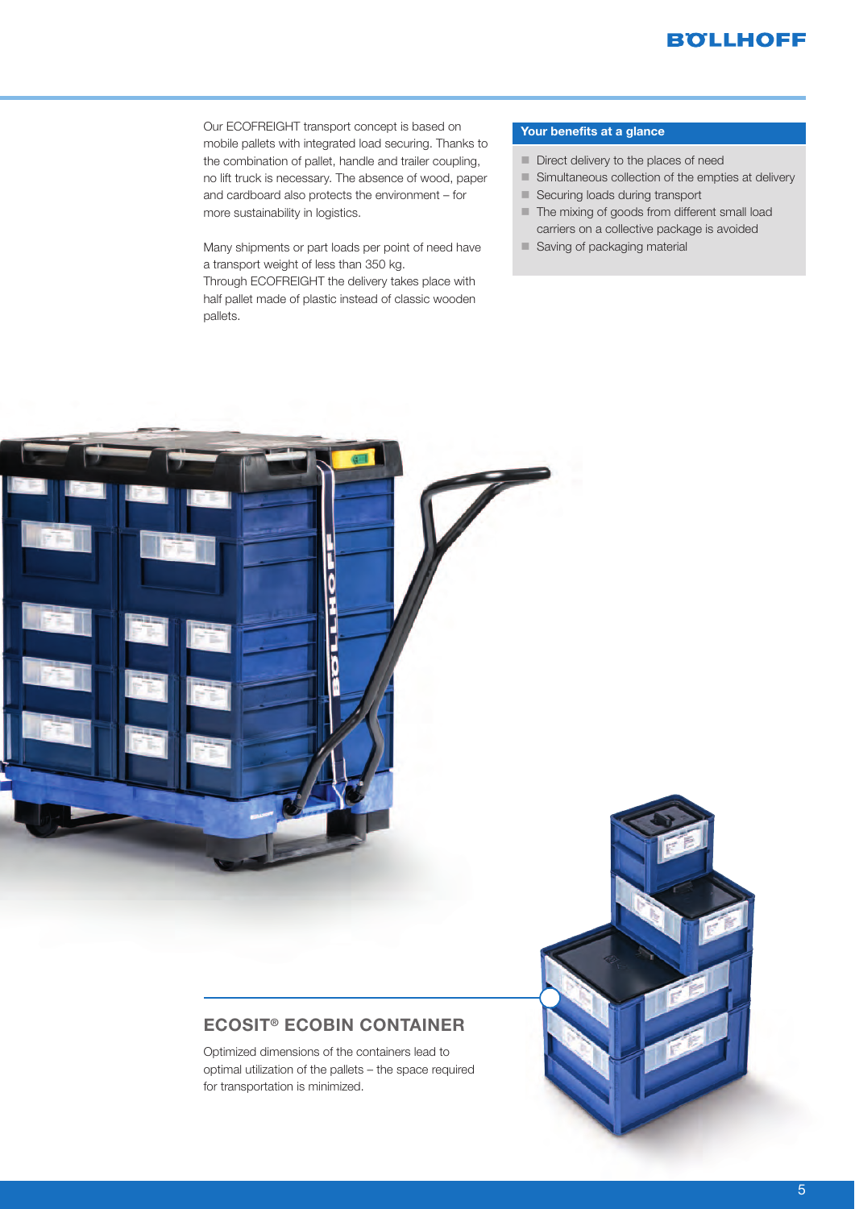Our ECOFREIGHT transport concept is based on mobile pallets with integrated load securing. Thanks to the combination of pallet, handle and trailer coupling, no lift truck is necessary. The absence of wood, paper and cardboard also protects the environment – for more sustainability in logistics.

Many shipments or part loads per point of need have a transport weight of less than 350 kg.
Through ECOFREIGHT the delivery takes place with half pallet made of plastic instead of classic wooden pallets.

**Your benefits at a glance**

- Direct delivery to the places of need
- Simultaneous collection of the empties at delivery
- Securing loads during transport
- The mixing of goods from different small load carriers on a collective package is avoided
- Saving of packaging material

## ECOSIT® ECOBIN CONTAINER

Optimized dimensions of the containers lead to optimal utilization of the pallets – the space required for transportation is minimized.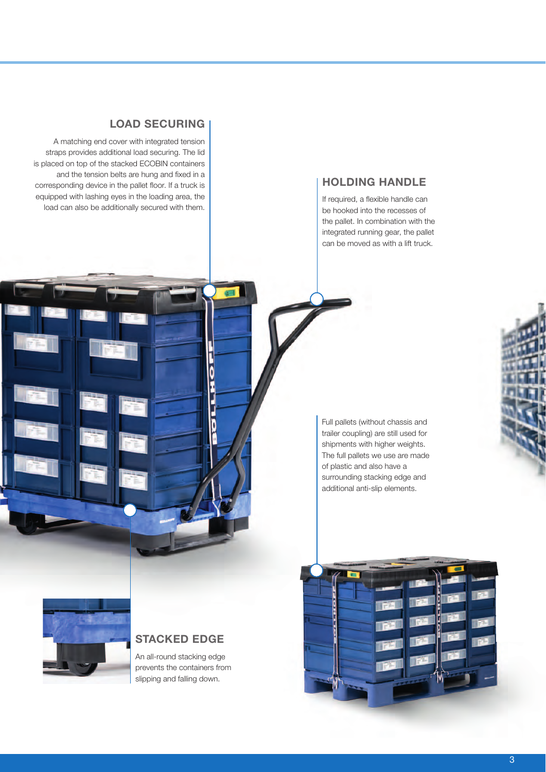## LOAD SECURING

A matching end cover with integrated tension straps provides additional load securing. The lid is placed on top of the stacked ECOBIN containers and the tension belts are hung and fixed in a corresponding device in the pallet floor. If a truck is equipped with lashing eyes in the loading area, the load can also be additionally secured with them.

## HOLDING HANDLE

If required, a flexible handle can be hooked into the recesses of the pallet. In combination with the integrated running gear, the pallet can be moved as with a lift truck.

Full pallets (without chassis and trailer coupling) are still used for shipments with higher weights. The full pallets we use are made of plastic and also have a surrounding stacking edge and additional anti-slip elements.

## STACKED EDGE

An all-round stacking edge prevents the containers from slipping and falling down.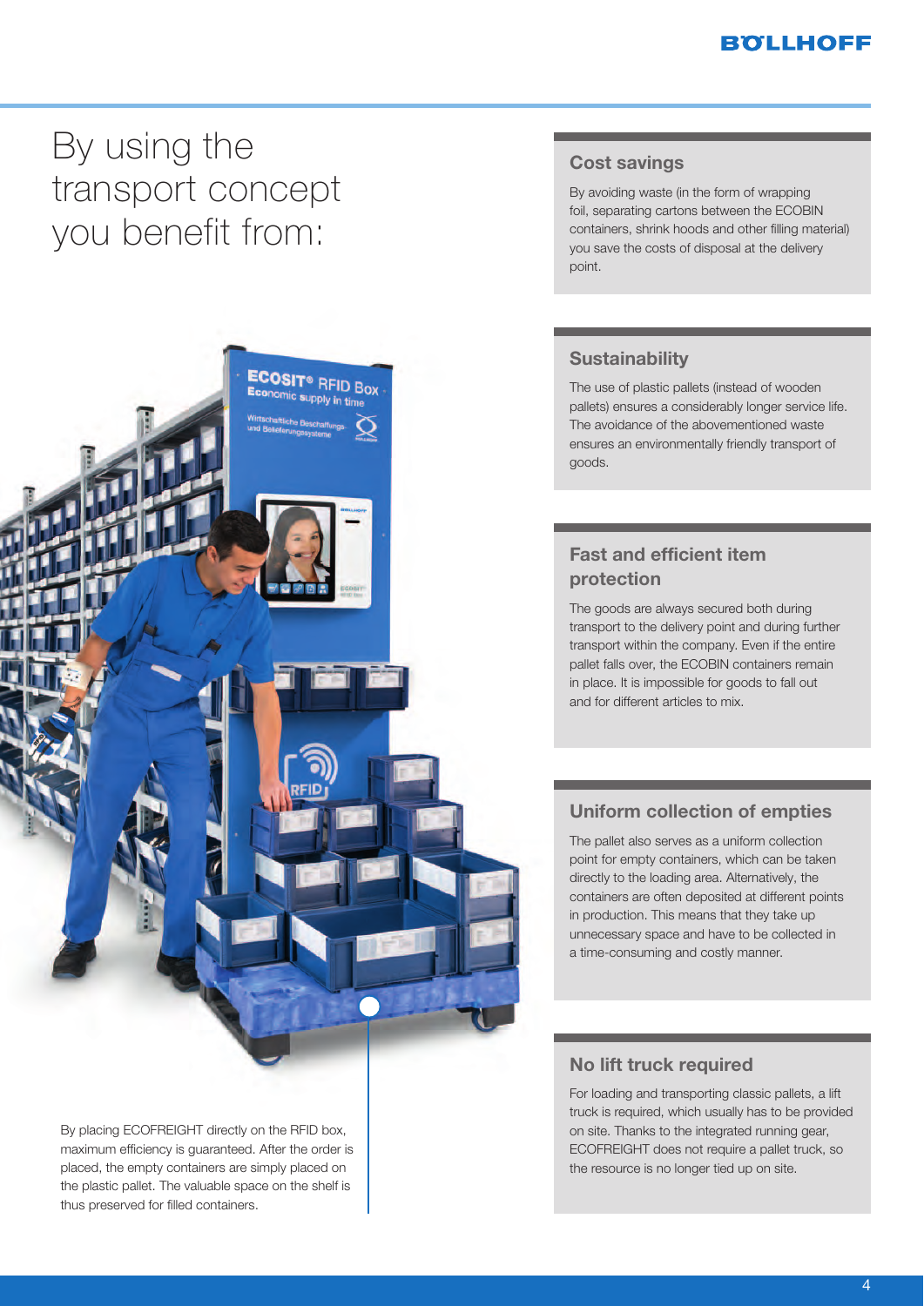# By using the transport concept you benefit from:

By placing ECOFREIGHT directly on the RFID box, maximum efficiency is guaranteed. After the order is placed, the empty containers are simply placed on the plastic pallet. The valuable space on the shelf is thus preserved for filled containers.

## Cost savings

By avoiding waste (in the form of wrapping foil, separating cartons between the ECOBIN containers, shrink hoods and other filling material) you save the costs of disposal at the delivery point.

## Sustainability

The use of plastic pallets (instead of wooden pallets) ensures a considerably longer service life. The avoidance of the abovementioned waste ensures an environmentally friendly transport of goods.

## Fast and efficient item protection

The goods are always secured both during transport to the delivery point and during further transport within the company. Even if the entire pallet falls over, the ECOBIN containers remain in place. It is impossible for goods to fall out and for different articles to mix.

## Uniform collection of empties

The pallet also serves as a uniform collection point for empty containers, which can be taken directly to the loading area. Alternatively, the containers are often deposited at different points in production. This means that they take up unnecessary space and have to be collected in a time-consuming and costly manner.

## No lift truck required

For loading and transporting classic pallets, a lift truck is required, which usually has to be provided on site. Thanks to the integrated running gear, ECOFREIGHT does not require a pallet truck, so the resource is no longer tied up on site.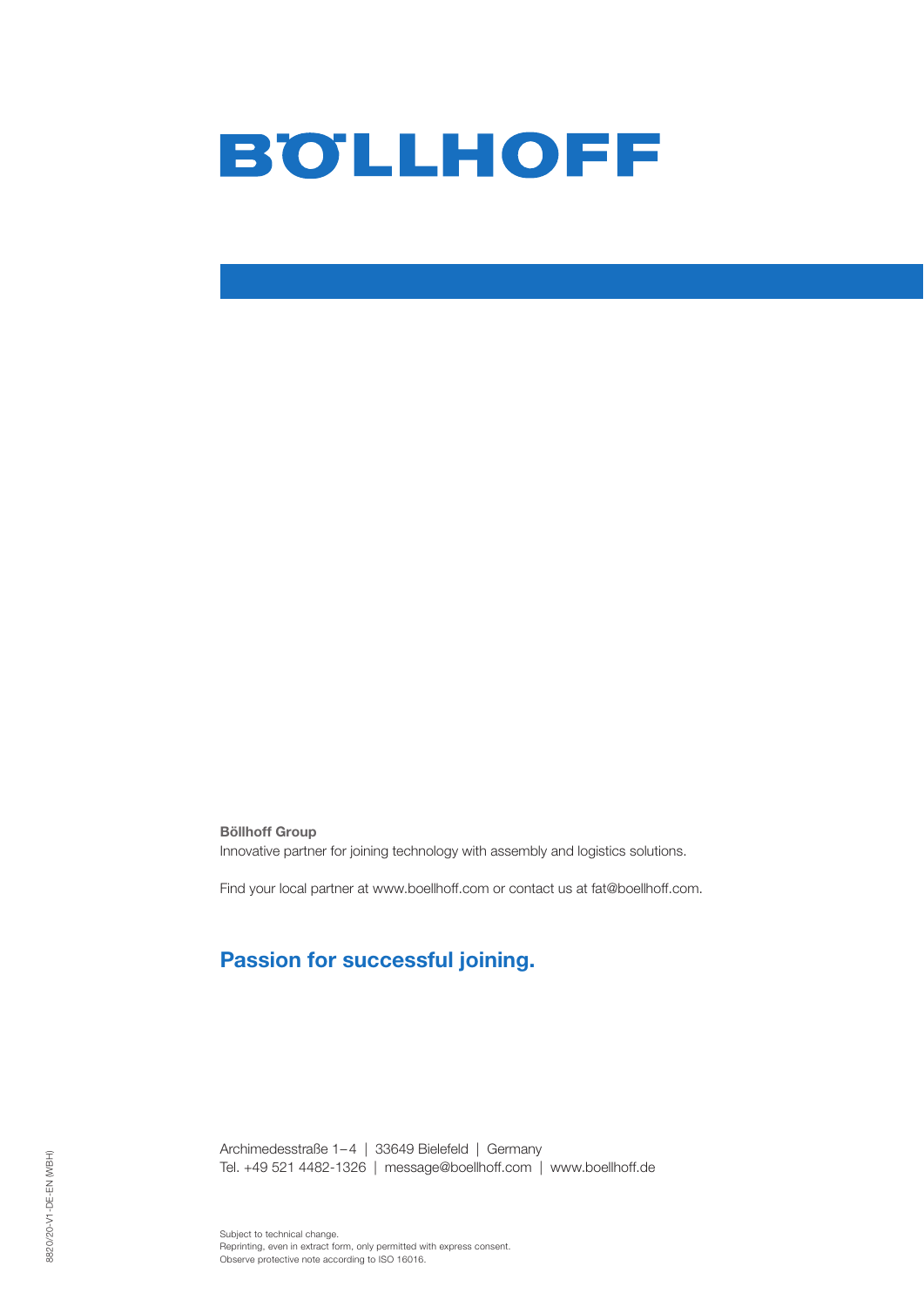# BÖLLHOFF

**Böllhoff Group**
Innovative partner for joining technology with assembly and logistics solutions.

Find your local partner at www.boellhoff.com or contact us at fat@boellhoff.com.

**Passion for successful joining.**

Archimedesstraße 1–4 | 33649 Bielefeld | Germany
Tel. +49 521 4482-1326 | message@boellhoff.com | www.boellhoff.de

Subject to technical change.
Reprinting, even in extract form, only permitted with express consent.
Observe protective note according to ISO 16016.

8820/20-V1-DE-EN (WBH)